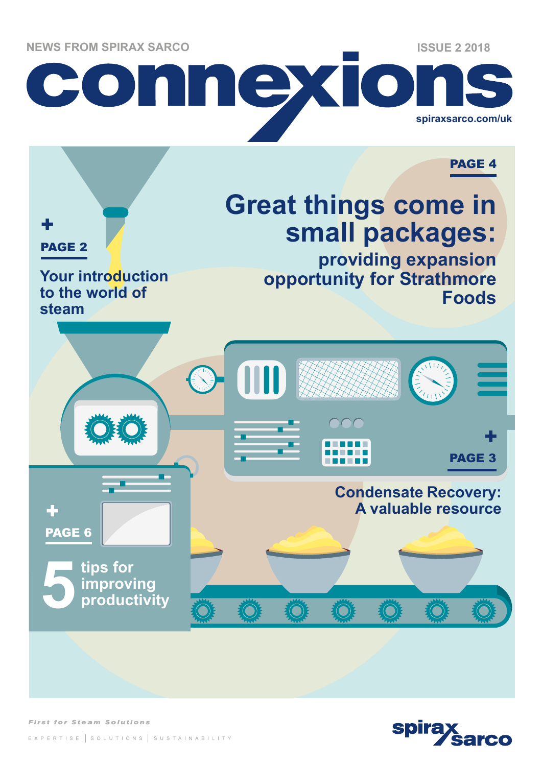NEWS FROM SPIRAX SARCO

ISSUE 2 2018

# connexions

spiraxsarco.com/uk

**PAGE 4**

## Great things come in small packages:

### providing expansion opportunity for Strathmore Foods

+ **PAGE 2**

### Your introduction to the world of steam

+ **PAGE 3**

### Condensate Recovery: A valuable resource

+ **PAGE 6**

### 5 tips for improving productivity

*First for Steam Solutions*

EXPERTISE | SOLUTIONS | SUSTAINABILITY

spirax sarco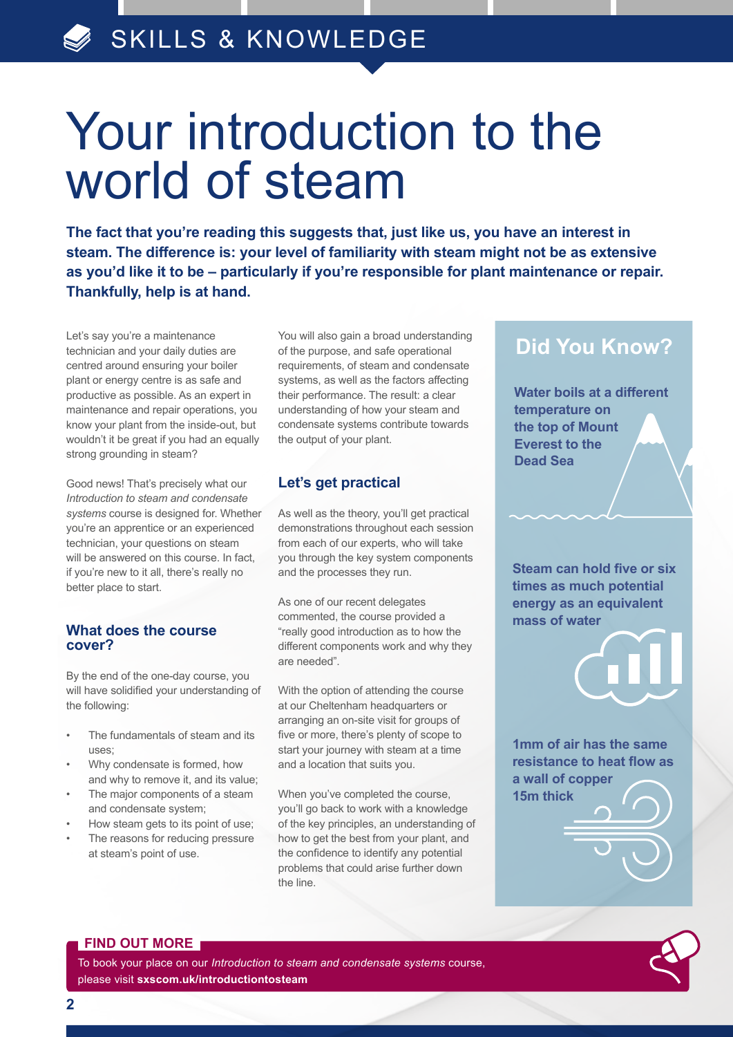# Your introduction to the world of steam

**The fact that you're reading this suggests that, just like us, you have an interest in steam. The difference is: your level of familiarity with steam might not be as extensive as you'd like it to be – particularly if you're responsible for plant maintenance or repair. Thankfully, help is at hand.**

Let's say you're a maintenance technician and your daily duties are centred around ensuring your boiler plant or energy centre is as safe and productive as possible. As an expert in maintenance and repair operations, you know your plant from the inside-out, but wouldn't it be great if you had an equally strong grounding in steam?

Good news! That's precisely what our *Introduction to steam and condensate systems* course is designed for. Whether you're an apprentice or an experienced technician, your questions on steam will be answered on this course. In fact, if you're new to it all, there's really no better place to start.

## What does the course cover?

By the end of the one-day course, you will have solidified your understanding of the following:

- The fundamentals of steam and its uses;
- Why condensate is formed, how and why to remove it, and its value;
- The major components of a steam and condensate system;
- How steam gets to its point of use;
- The reasons for reducing pressure at steam's point of use.

You will also gain a broad understanding of the purpose, and safe operational requirements, of steam and condensate systems, as well as the factors affecting their performance. The result: a clear understanding of how your steam and condensate systems contribute towards the output of your plant.

## Let's get practical

As well as the theory, you'll get practical demonstrations throughout each session from each of our experts, who will take you through the key system components and the processes they run.

As one of our recent delegates commented, the course provided a "really good introduction as to how the different components work and why they are needed".

With the option of attending the course at our Cheltenham headquarters or arranging an on-site visit for groups of five or more, there's plenty of scope to start your journey with steam at a time and a location that suits you.

When you've completed the course, you'll go back to work with a knowledge of the key principles, an understanding of how to get the best from your plant, and the confidence to identify any potential problems that could arise further down the line.

## Did You Know?

**Water boils at a different temperature on the top of Mount Everest to the Dead Sea**

**Steam can hold five or six times as much potential energy as an equivalent mass of water**

**1mm of air has the same resistance to heat flow as a wall of copper 15m thick**

**FIND OUT MORE**

To book your place on our *Introduction to steam and condensate systems* course, please visit **sxscom.uk/introductiontosteam**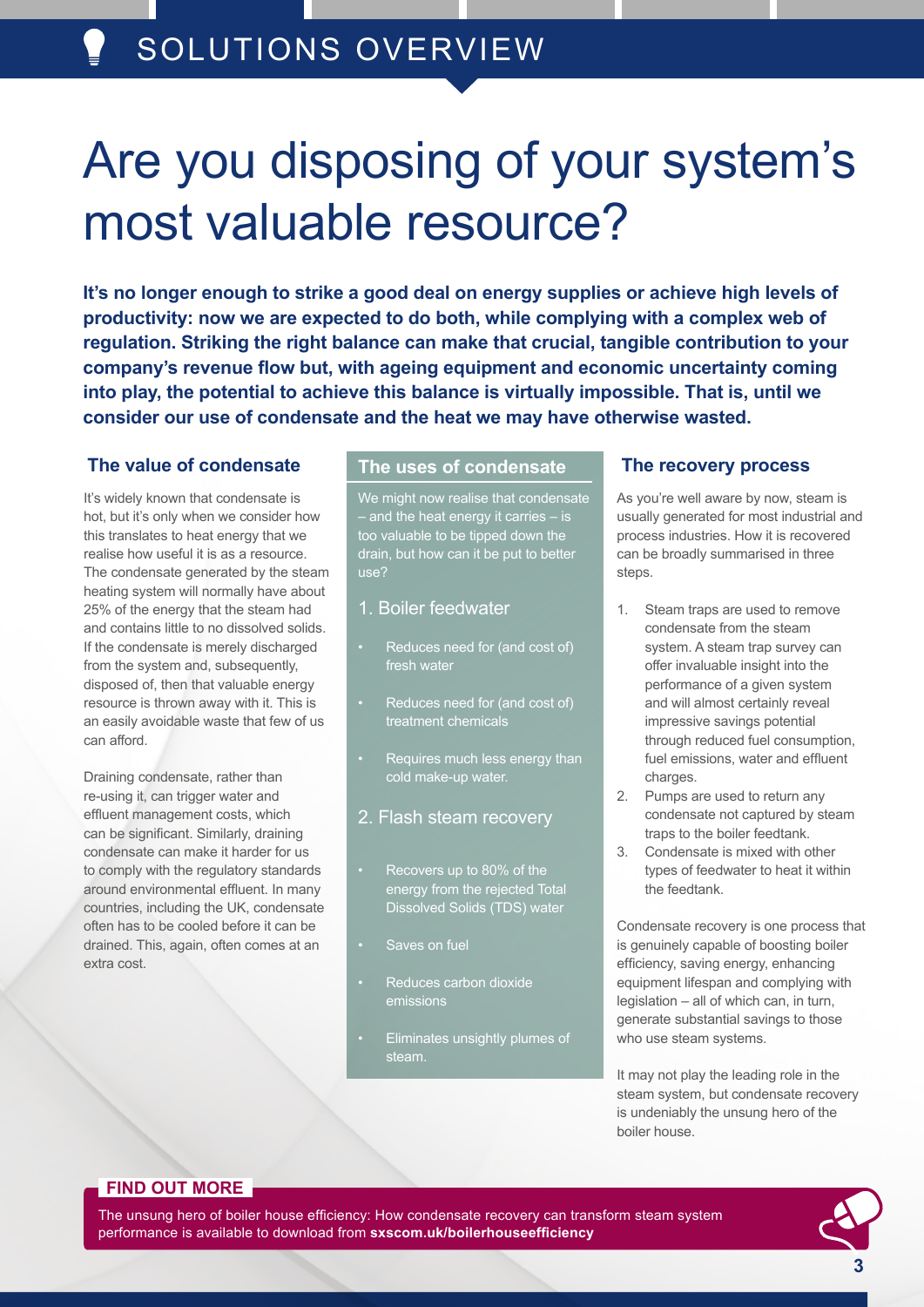SOLUTIONS OVERVIEW

# Are you disposing of your system's most valuable resource?

**It's no longer enough to strike a good deal on energy supplies or achieve high levels of productivity: now we are expected to do both, while complying with a complex web of regulation. Striking the right balance can make that crucial, tangible contribution to your company's revenue flow but, with ageing equipment and economic uncertainty coming into play, the potential to achieve this balance is virtually impossible. That is, until we consider our use of condensate and the heat we may have otherwise wasted.**

## The value of condensate

It's widely known that condensate is hot, but it's only when we consider how this translates to heat energy that we realise how useful it is as a resource. The condensate generated by the steam heating system will normally have about 25% of the energy that the steam had and contains little to no dissolved solids. If the condensate is merely discharged from the system and, subsequently, disposed of, then that valuable energy resource is thrown away with it. This is an easily avoidable waste that few of us can afford.

Draining condensate, rather than re-using it, can trigger water and effluent management costs, which can be significant. Similarly, draining condensate can make it harder for us to comply with the regulatory standards around environmental effluent. In many countries, including the UK, condensate often has to be cooled before it can be drained. This, again, often comes at an extra cost.

## The uses of condensate

We might now realise that condensate – and the heat energy it carries – is too valuable to be tipped down the drain, but how can it be put to better use?

### 1. Boiler feedwater

- Reduces need for (and cost of) fresh water
- Reduces need for (and cost of) treatment chemicals
- Requires much less energy than cold make-up water.

### 2. Flash steam recovery

- Recovers up to 80% of the energy from the rejected Total Dissolved Solids (TDS) water
- Saves on fuel
- Reduces carbon dioxide emissions
- Eliminates unsightly plumes of steam.

## The recovery process

As you're well aware by now, steam is usually generated for most industrial and process industries. How it is recovered can be broadly summarised in three steps.

1. Steam traps are used to remove condensate from the steam system. A steam trap survey can offer invaluable insight into the performance of a given system and will almost certainly reveal impressive savings potential through reduced fuel consumption, fuel emissions, water and effluent charges.
2. Pumps are used to return any condensate not captured by steam traps to the boiler feedtank.
3. Condensate is mixed with other types of feedwater to heat it within the feedtank.

Condensate recovery is one process that is genuinely capable of boosting boiler efficiency, saving energy, enhancing equipment lifespan and complying with legislation – all of which can, in turn, generate substantial savings to those who use steam systems.

It may not play the leading role in the steam system, but condensate recovery is undeniably the unsung hero of the boiler house.

**FIND OUT MORE**

The unsung hero of boiler house efficiency: How condensate recovery can transform steam system performance is available to download from **sxscom.uk/boilerhouseefficiency**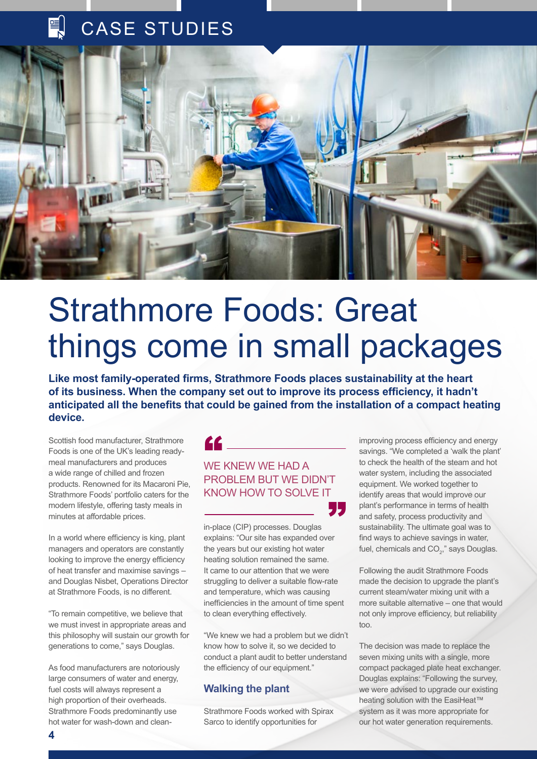# CASE STUDIES

# Strathmore Foods: Great things come in small packages

**Like most family-operated firms, Strathmore Foods places sustainability at the heart of its business. When the company set out to improve its process efficiency, it hadn't anticipated all the benefits that could be gained from the installation of a compact heating device.**

Scottish food manufacturer, Strathmore Foods is one of the UK's leading ready-meal manufacturers and produces a wide range of chilled and frozen products. Renowned for its Macaroni Pie, Strathmore Foods' portfolio caters for the modern lifestyle, offering tasty meals in minutes at affordable prices.

In a world where efficiency is king, plant managers and operators are constantly looking to improve the energy efficiency of heat transfer and maximise savings – and Douglas Nisbet, Operations Director at Strathmore Foods, is no different.

"To remain competitive, we believe that we must invest in appropriate areas and this philosophy will sustain our growth for generations to come," says Douglas.

As food manufacturers are notoriously large consumers of water and energy, fuel costs will always represent a high proportion of their overheads. Strathmore Foods predominantly use hot water for wash-down and clean-in-place (CIP) processes. Douglas explains: "Our site has expanded over the years but our existing hot water heating solution remained the same. It came to our attention that we were struggling to deliver a suitable flow-rate and temperature, which was causing inefficiencies in the amount of time spent to clean everything effectively.

> WE KNEW WE HAD A PROBLEM BUT WE DIDN'T KNOW HOW TO SOLVE IT

"We knew we had a problem but we didn't know how to solve it, so we decided to conduct a plant audit to better understand the efficiency of our equipment."

## Walking the plant

Strathmore Foods worked with Spirax Sarco to identify opportunities for improving process efficiency and energy savings. "We completed a 'walk the plant' to check the health of the steam and hot water system, including the associated equipment. We worked together to identify areas that would improve our plant's performance in terms of health and safety, process productivity and sustainability. The ultimate goal was to find ways to achieve savings in water, fuel, chemicals and $CO_2$," says Douglas.

Following the audit Strathmore Foods made the decision to upgrade the plant's current steam/water mixing unit with a more suitable alternative – one that would not only improve efficiency, but reliability too.

The decision was made to replace the seven mixing units with a single, more compact packaged plate heat exchanger. Douglas explains: "Following the survey, we were advised to upgrade our existing heating solution with the EasiHeat™ system as it was more appropriate for our hot water generation requirements.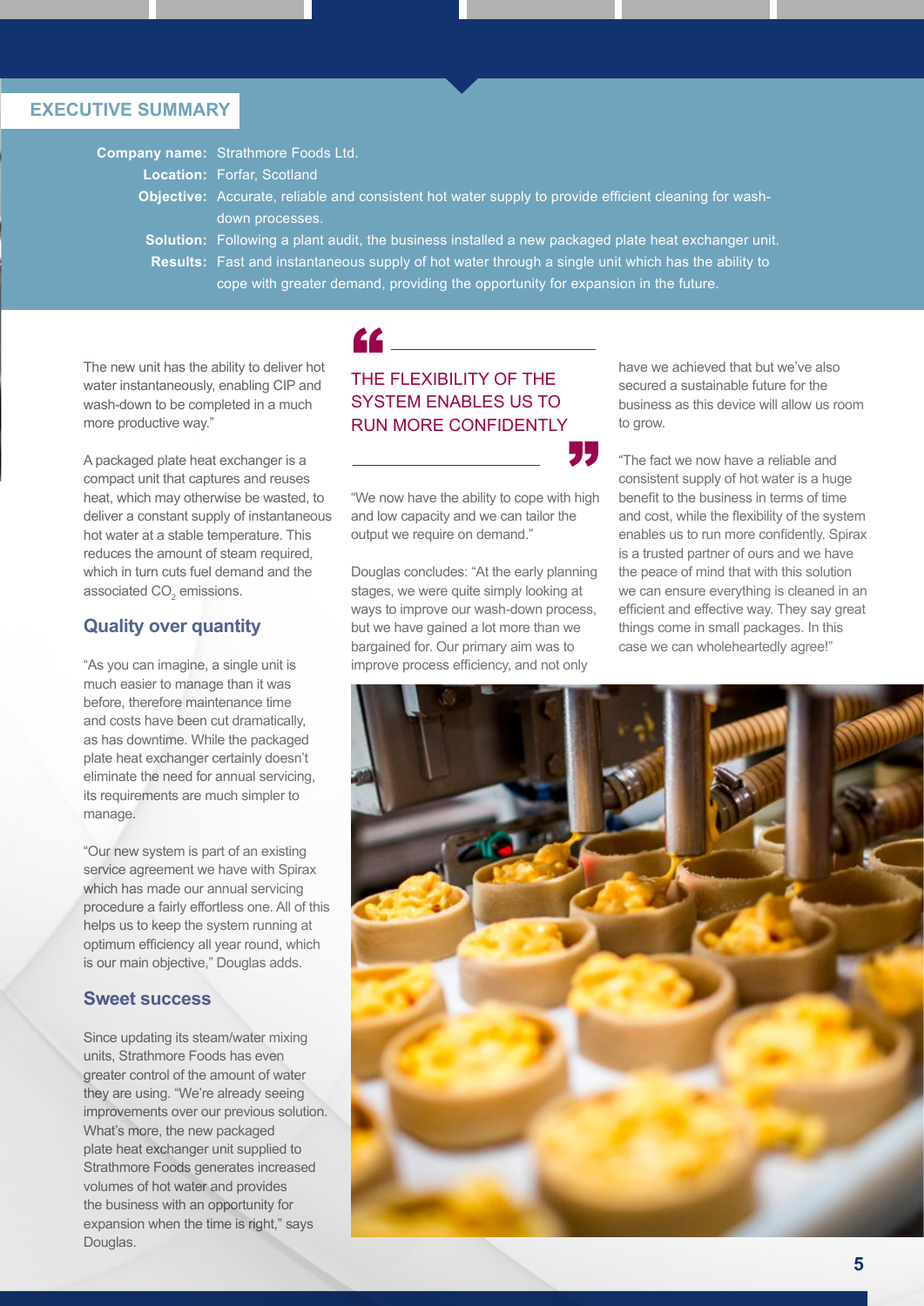## EXECUTIVE SUMMARY

**Company name:** Strathmore Foods Ltd.

**Location:** Forfar, Scotland

**Objective:** Accurate, reliable and consistent hot water supply to provide efficient cleaning for wash-down processes.

**Solution:** Following a plant audit, the business installed a new packaged plate heat exchanger unit.

**Results:** Fast and instantaneous supply of hot water through a single unit which has the ability to cope with greater demand, providing the opportunity for expansion in the future.

The new unit has the ability to deliver hot water instantaneously, enabling CIP and wash-down to be completed in a much more productive way."

A packaged plate heat exchanger is a compact unit that captures and reuses heat, which may otherwise be wasted, to deliver a constant supply of instantaneous hot water at a stable temperature. This reduces the amount of steam required, which in turn cuts fuel demand and the associated $CO_2$ emissions.

### Quality over quantity

"As you can imagine, a single unit is much easier to manage than it was before, therefore maintenance time and costs have been cut dramatically, as has downtime. While the packaged plate heat exchanger certainly doesn't eliminate the need for annual servicing, its requirements are much simpler to manage.

"Our new system is part of an existing service agreement we have with Spirax which has made our annual servicing procedure a fairly effortless one. All of this helps us to keep the system running at optimum efficiency all year round, which is our main objective," Douglas adds.

### Sweet success

Since updating its steam/water mixing units, Strathmore Foods has even greater control of the amount of water they are using. "We're already seeing improvements over our previous solution. What's more, the new packaged plate heat exchanger unit supplied to Strathmore Foods generates increased volumes of hot water and provides the business with an opportunity for expansion when the time is right," says Douglas.

> THE FLEXIBILITY OF THE SYSTEM ENABLES US TO RUN MORE CONFIDENTLY

"We now have the ability to cope with high and low capacity and we can tailor the output we require on demand."

Douglas concludes: "At the early planning stages, we were quite simply looking at ways to improve our wash-down process, but we have gained a lot more than we bargained for. Our primary aim was to improve process efficiency, and not only have we achieved that but we've also secured a sustainable future for the business as this device will allow us room to grow.

"The fact we now have a reliable and consistent supply of hot water is a huge benefit to the business in terms of time and cost, while the flexibility of the system enables us to run more confidently. Spirax is a trusted partner of ours and we have the peace of mind that with this solution we can ensure everything is cleaned in an efficient and effective way. They say great things come in small packages. In this case we can wholeheartedly agree!"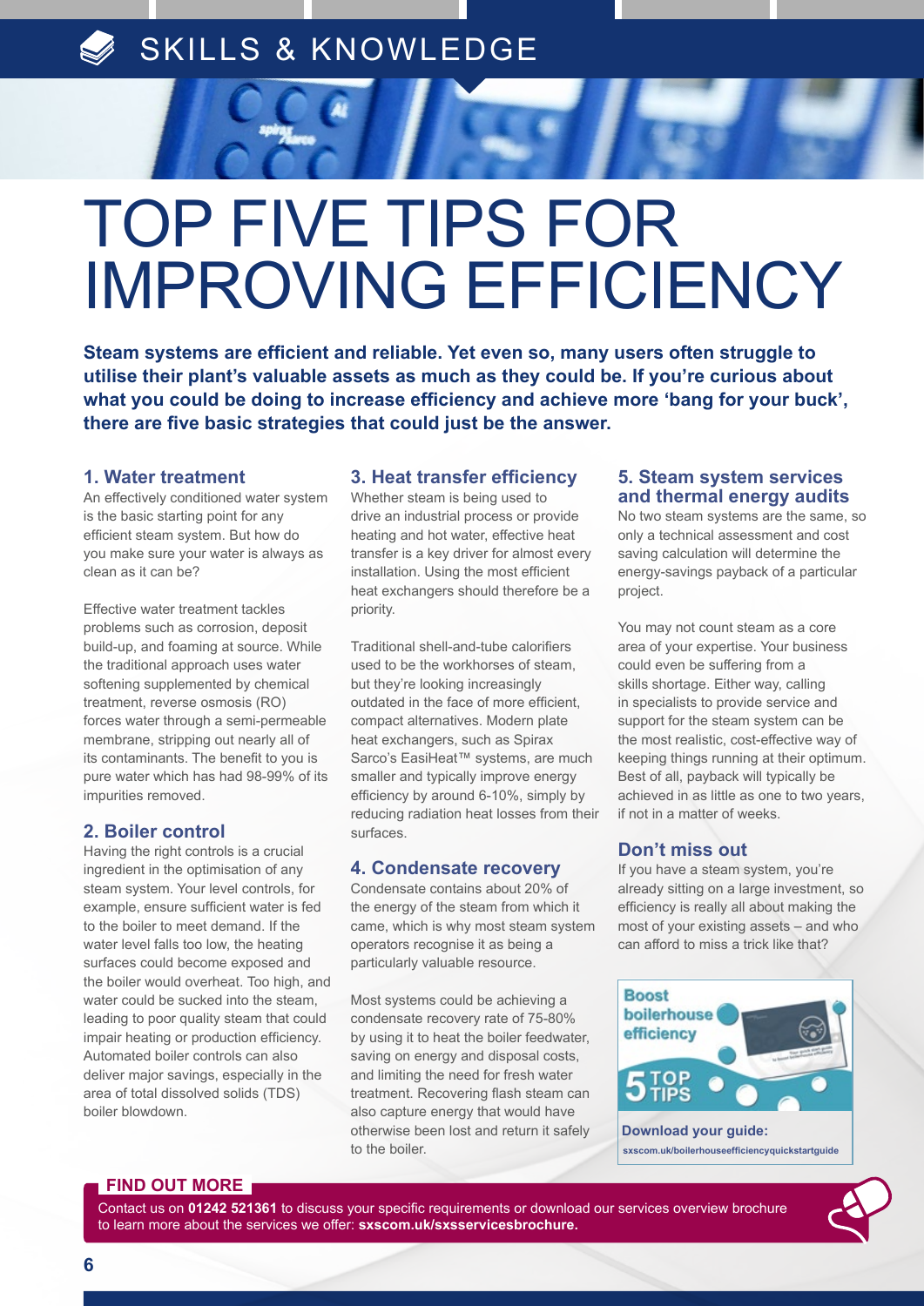SKILLS & KNOWLEDGE

# TOP FIVE TIPS FOR IMPROVING EFFICIENCY

**Steam systems are efficient and reliable. Yet even so, many users often struggle to utilise their plant's valuable assets as much as they could be. If you're curious about what you could be doing to increase efficiency and achieve more 'bang for your buck', there are five basic strategies that could just be the answer.**

## 1. Water treatment

An effectively conditioned water system is the basic starting point for any efficient steam system. But how do you make sure your water is always as clean as it can be?

Effective water treatment tackles problems such as corrosion, deposit build-up, and foaming at source. While the traditional approach uses water softening supplemented by chemical treatment, reverse osmosis (RO) forces water through a semi-permeable membrane, stripping out nearly all of its contaminants. The benefit to you is pure water which has had 98-99% of its impurities removed.

## 2. Boiler control

Having the right controls is a crucial ingredient in the optimisation of any steam system. Your level controls, for example, ensure sufficient water is fed to the boiler to meet demand. If the water level falls too low, the heating surfaces could become exposed and the boiler would overheat. Too high, and water could be sucked into the steam, leading to poor quality steam that could impair heating or production efficiency. Automated boiler controls can also deliver major savings, especially in the area of total dissolved solids (TDS) boiler blowdown.

## 3. Heat transfer efficiency

Whether steam is being used to drive an industrial process or provide heating and hot water, effective heat transfer is a key driver for almost every installation. Using the most efficient heat exchangers should therefore be a priority.

Traditional shell-and-tube calorifiers used to be the workhorses of steam, but they're looking increasingly outdated in the face of more efficient, compact alternatives. Modern plate heat exchangers, such as Spirax Sarco's EasiHeat™ systems, are much smaller and typically improve energy efficiency by around 6-10%, simply by reducing radiation heat losses from their surfaces.

## 4. Condensate recovery

Condensate contains about 20% of the energy of the steam from which it came, which is why most steam system operators recognise it as being a particularly valuable resource.

Most systems could be achieving a condensate recovery rate of 75-80% by using it to heat the boiler feedwater, saving on energy and disposal costs, and limiting the need for fresh water treatment. Recovering flash steam can also capture energy that would have otherwise been lost and return it safely to the boiler.

## 5. Steam system services and thermal energy audits

No two steam systems are the same, so only a technical assessment and cost saving calculation will determine the energy-savings payback of a particular project.

You may not count steam as a core area of your expertise. Your business could even be suffering from a skills shortage. Either way, calling in specialists to provide service and support for the steam system can be the most realistic, cost-effective way of keeping things running at their optimum. Best of all, payback will typically be achieved in as little as one to two years, if not in a matter of weeks.

## Don't miss out

If you have a steam system, you're already sitting on a large investment, so efficiency is really all about making the most of your existing assets – and who can afford to miss a trick like that?

Boost boilerhouse efficiency

5 TOP TIPS

**Download your guide:**
**sxscom.uk/boilerhouseefficiencyquickstartguide**

**FIND OUT MORE**

Contact us on **01242 521361** to discuss your specific requirements or download our services overview brochure to learn more about the services we offer: **sxscom.uk/sxsservicesbrochure.**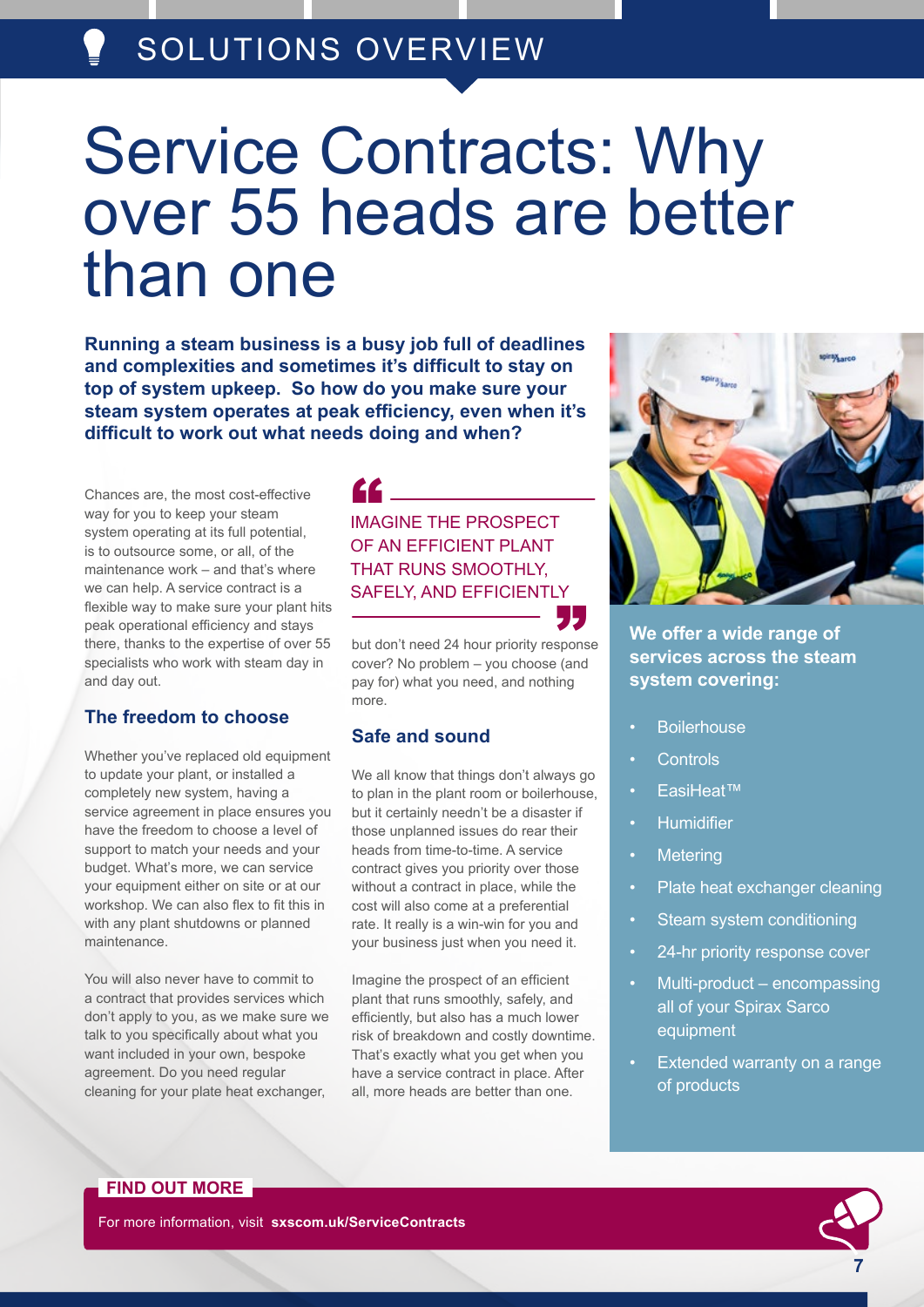# Service Contracts: Why over 55 heads are better than one

**Running a steam business is a busy job full of deadlines and complexities and sometimes it's difficult to stay on top of system upkeep. So how do you make sure your steam system operates at peak efficiency, even when it's difficult to work out what needs doing and when?**

Chances are, the most cost-effective way for you to keep your steam system operating at its full potential, is to outsource some, or all, of the maintenance work – and that's where we can help. A service contract is a flexible way to make sure your plant hits peak operational efficiency and stays there, thanks to the expertise of over 55 specialists who work with steam day in and day out.

## The freedom to choose

Whether you've replaced old equipment to update your plant, or installed a completely new system, having a service agreement in place ensures you have the freedom to choose a level of support to match your needs and your budget. What's more, we can service your equipment either on site or at our workshop. We can also flex to fit this in with any plant shutdowns or planned maintenance.

You will also never have to commit to a contract that provides services which don't apply to you, as we make sure we talk to you specifically about what you want included in your own, bespoke agreement. Do you need regular cleaning for your plate heat exchanger, but don't need 24 hour priority response cover? No problem – you choose (and pay for) what you need, and nothing more.

> IMAGINE THE PROSPECT OF AN EFFICIENT PLANT THAT RUNS SMOOTHLY, SAFELY, AND EFFICIENTLY

## Safe and sound

We all know that things don't always go to plan in the plant room or boilerhouse, but it certainly needn't be a disaster if those unplanned issues do rear their heads from time-to-time. A service contract gives you priority over those without a contract in place, while the cost will also come at a preferential rate. It really is a win-win for you and your business just when you need it.

Imagine the prospect of an efficient plant that runs smoothly, safely, and efficiently, but also has a much lower risk of breakdown and costly downtime. That's exactly what you get when you have a service contract in place. After all, more heads are better than one.

**We offer a wide range of services across the steam system covering:**

- Boilerhouse
- Controls
- EasiHeat™
- Humidifier
- Metering
- Plate heat exchanger cleaning
- Steam system conditioning
- 24-hr priority response cover
- Multi-product – encompassing all of your Spirax Sarco equipment
- Extended warranty on a range of products

**FIND OUT MORE**

For more information, visit **sxscom.uk/ServiceContracts**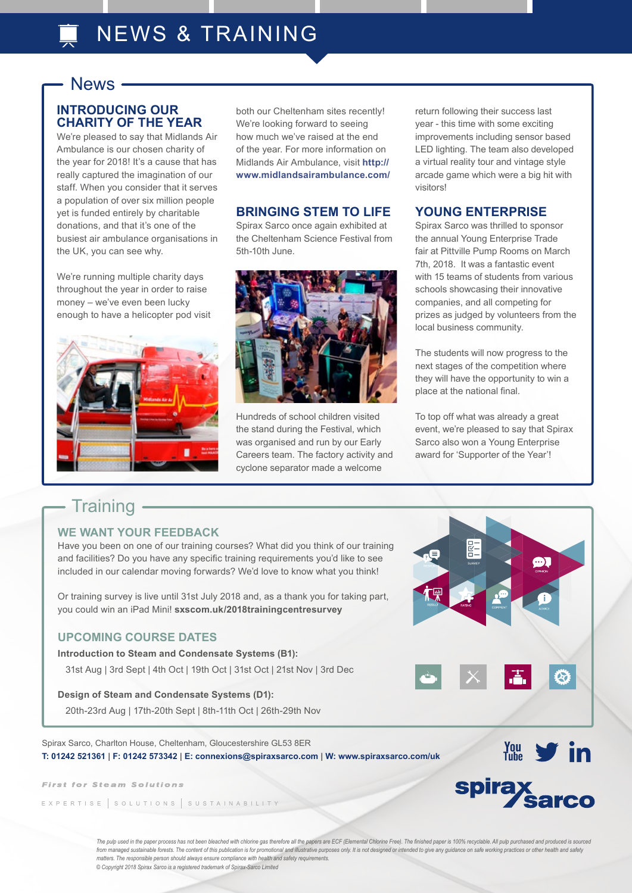# NEWS & TRAINING

## News

### INTRODUCING OUR CHARITY OF THE YEAR

We're pleased to say that Midlands Air Ambulance is our chosen charity of the year for 2018! It's a cause that has really captured the imagination of our staff. When you consider that it serves a population of over six million people yet is funded entirely by charitable donations, and that it's one of the busiest air ambulance organisations in the UK, you can see why.

We're running multiple charity days throughout the year in order to raise money – we've even been lucky enough to have a helicopter pod visit both our Cheltenham sites recently! We're looking forward to seeing how much we've raised at the end of the year. For more information on Midlands Air Ambulance, visit **http://www.midlandsairambulance.com/**

### BRINGING STEM TO LIFE

Spirax Sarco once again exhibited at the Cheltenham Science Festival from 5th-10th June.

Hundreds of school children visited the stand during the Festival, which was organised and run by our Early Careers team. The factory activity and cyclone separator made a welcome return following their success last year - this time with some exciting improvements including sensor based LED lighting. The team also developed a virtual reality tour and vintage style arcade game which were a big hit with visitors!

### YOUNG ENTERPRISE

Spirax Sarco was thrilled to sponsor the annual Young Enterprise Trade fair at Pittville Pump Rooms on March 7th, 2018. It was a fantastic event with 15 teams of students from various schools showcasing their innovative companies, and all competing for prizes as judged by volunteers from the local business community.

The students will now progress to the next stages of the competition where they will have the opportunity to win a place at the national final.

To top off what was already a great event, we're pleased to say that Spirax Sarco also won a Young Enterprise award for 'Supporter of the Year'!

## Training

### WE WANT YOUR FEEDBACK

Have you been on one of our training courses? What did you think of our training and facilities? Do you have any specific training requirements you'd like to see included in our calendar moving forwards? We'd love to know what you think!

Or training survey is live until 31st July 2018 and, as a thank you for taking part, you could win an iPad Mini! **sxscom.uk/2018trainingcentresurvey**

### UPCOMING COURSE DATES

**Introduction to Steam and Condensate Systems (B1):**

31st Aug | 3rd Sept | 4th Oct | 19th Oct | 31st Oct | 21st Nov | 3rd Dec

**Design of Steam and Condensate Systems (D1):**

20th-23rd Aug | 17th-20th Sept | 8th-11th Oct | 26th-29th Nov

Spirax Sarco, Charlton House, Cheltenham, Gloucestershire GL53 8ER

**T: 01242 521361 | F: 01242 573342 | E: connexions@spiraxsarco.com | W: www.spiraxsarco.com/uk**

*First for Steam Solutions*

EXPERTISE | SOLUTIONS | SUSTAINABILITY

spirax sarco

*The pulp used in the paper process has not been bleached with chlorine gas therefore all the papers are ECF (Elemental Chlorine Free). The finished paper is 100% recyclable. All pulp purchased and produced is sourced from managed sustainable forests. The content of this publication is for promotional and illustrative purposes only. It is not designed or intended to give any guidance on safe working practices or other health and safety matters. The responsible person should always ensure compliance with health and safety requirements.*

*© Copyright 2018 Spirax Sarco is a registered trademark of Spirax-Sarco Limited*